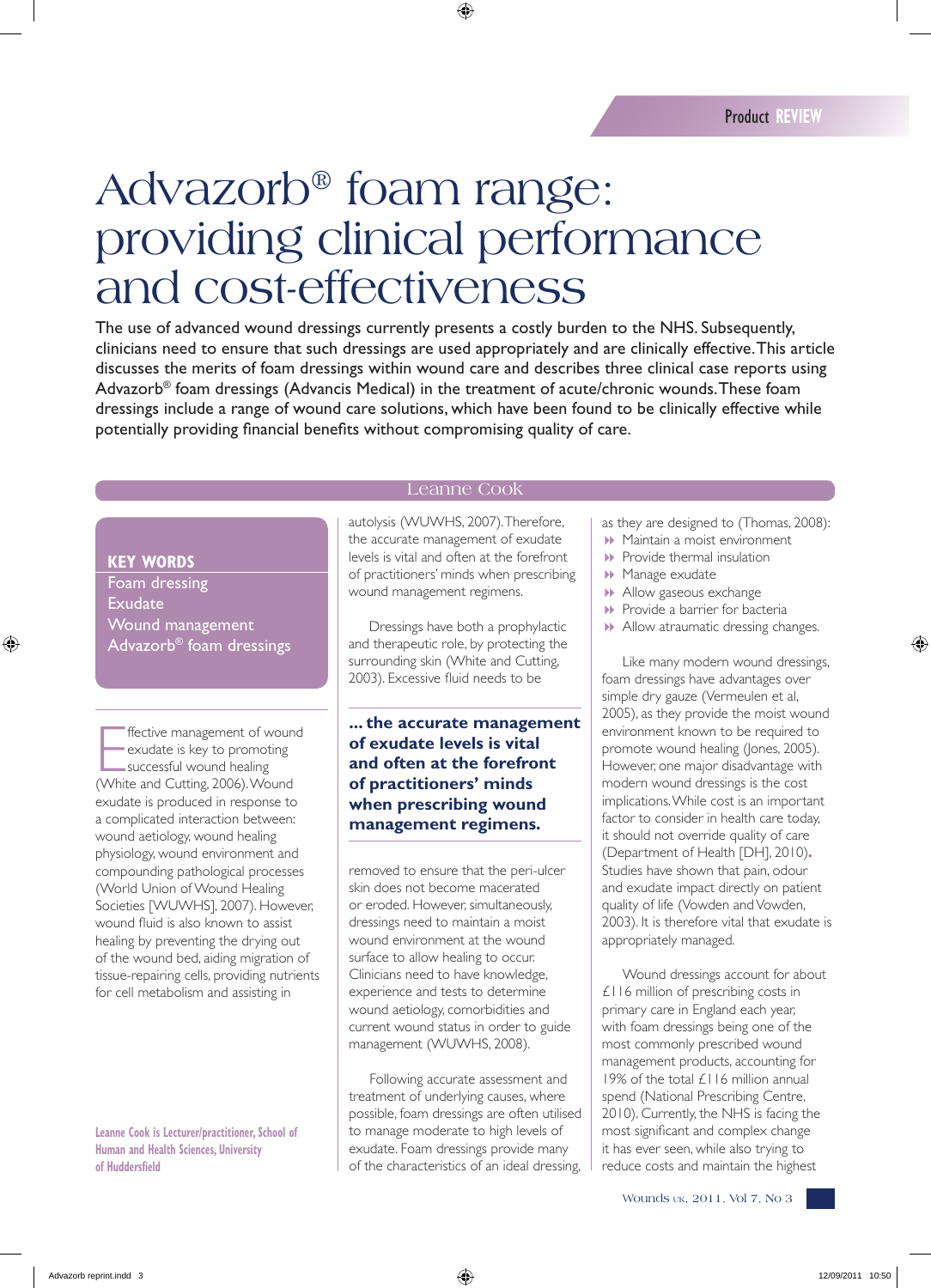# Advazorb® foam range: providing clinical performance and cost-effectiveness

**The use of advanced wound dressings currently presents a costly burden to the NHS. Subsequently, clinicians need to ensure that such dressings are used appropriately and are clinically effective. This article discusses the merits of foam dressings within wound care and describes three clinical case reports using Advazorb® foam dressings (Advancis Medical) in the treatment of acute/chronic wounds. These foam dressings include a range of wound care solutions, which have been found to be clinically effective while potentially providing financial benefits without compromising quality of care.**

Leanne Cook

**KEY WORDS**

Foam dressing
Exudate
Wound management
Advazorb® foam dressings

Effective management of wound exudate is key to promoting successful wound healing (White and Cutting, 2006). Wound exudate is produced in response to a complicated interaction between: wound aetiology, wound healing physiology, wound environment and compounding pathological processes (World Union of Wound Healing Societies [WUWHS], 2007). However, wound fluid is also known to assist healing by preventing the drying out of the wound bed, aiding migration of tissue-repairing cells, providing nutrients for cell metabolism and assisting in autolysis (WUWHS, 2007). Therefore, the accurate management of exudate levels is vital and often at the forefront of practitioners' minds when prescribing wound management regimens.

Dressings have both a prophylactic and therapeutic role, by protecting the surrounding skin (White and Cutting, 2003). Excessive fluid needs to be removed to ensure that the peri-ulcer skin does not become macerated or eroded. However, simultaneously, dressings need to maintain a moist wound environment at the wound surface to allow healing to occur. Clinicians need to have knowledge, experience and tests to determine wound aetiology, comorbidities and current wound status in order to guide management (WUWHS, 2008).

**... the accurate management of exudate levels is vital and often at the forefront of practitioners' minds when prescribing wound management regimens.**

Following accurate assessment and treatment of underlying causes, where possible, foam dressings are often utilised to manage moderate to high levels of exudate. Foam dressings provide many of the characteristics of an ideal dressing, as they are designed to (Thomas, 2008):

- Maintain a moist environment
- Provide thermal insulation
- Manage exudate
- Allow gaseous exchange
- Provide a barrier for bacteria
- Allow atraumatic dressing changes.

Like many modern wound dressings, foam dressings have advantages over simple dry gauze (Vermeulen et al, 2005), as they provide the moist wound environment known to be required to promote wound healing (Jones, 2005). However, one major disadvantage with modern wound dressings is the cost implications. While cost is an important factor to consider in health care today, it should not override quality of care (Department of Health [DH], 2010). Studies have shown that pain, odour and exudate impact directly on patient quality of life (Vowden and Vowden, 2003). It is therefore vital that exudate is appropriately managed.

Wound dressings account for about £116 million of prescribing costs in primary care in England each year, with foam dressings being one of the most commonly prescribed wound management products, accounting for 19% of the total £116 million annual spend (National Prescribing Centre, 2010). Currently, the NHS is facing the most significant and complex change it has ever seen, while also trying to reduce costs and maintain the highest

Leanne Cook is Lecturer/practitioner, School of Human and Health Sciences, University of Huddersfield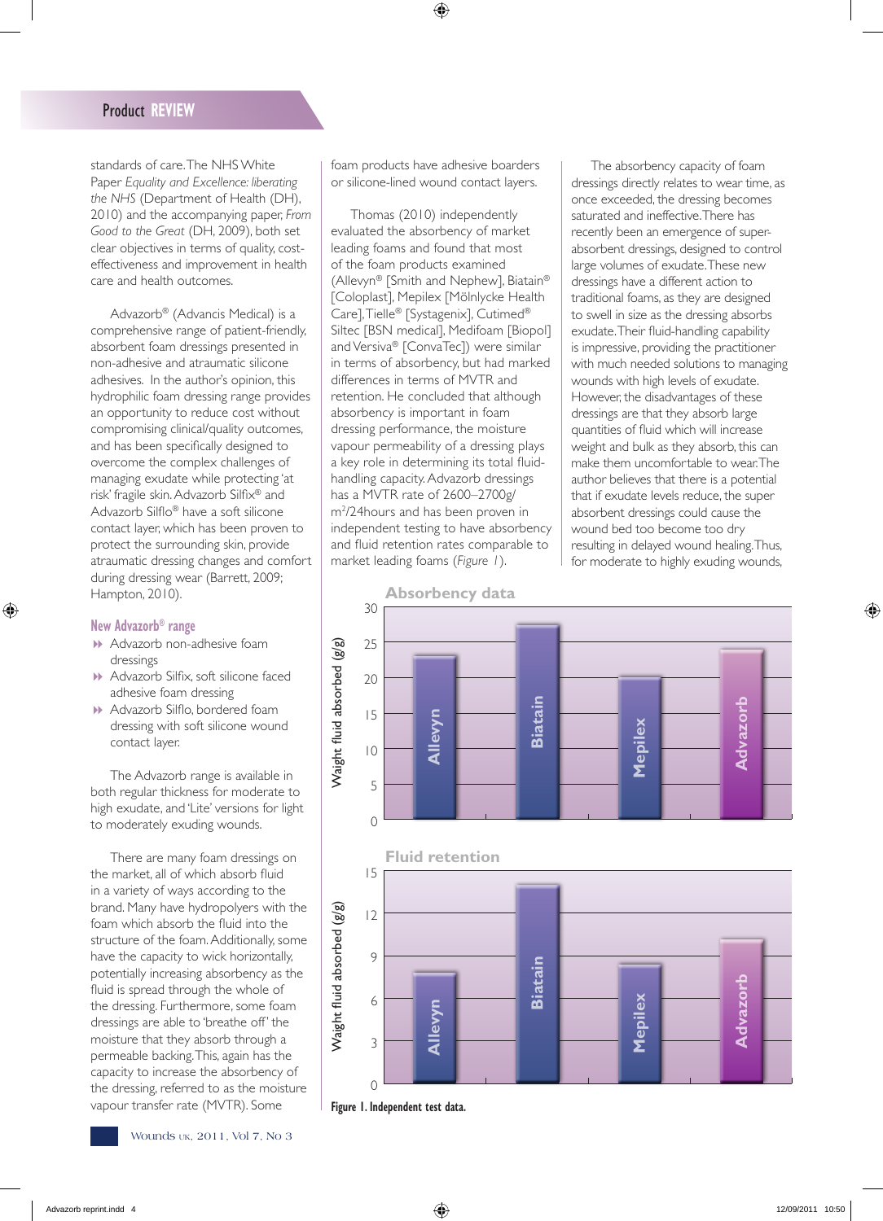standards of care. The NHS White Paper *Equality and Excellence: liberating the NHS* (Department of Health (DH), 2010) and the accompanying paper, *From Good to the Great* (DH, 2009), both set clear objectives in terms of quality, cost-effectiveness and improvement in health care and health outcomes.

Advazorb® (Advancis Medical) is a comprehensive range of patient-friendly, absorbent foam dressings presented in non-adhesive and atraumatic silicone adhesives. In the author's opinion, this hydrophilic foam dressing range provides an opportunity to reduce cost without compromising clinical/quality outcomes, and has been specifically designed to overcome the complex challenges of managing exudate while protecting 'at risk' fragile skin. Advazorb Silfix® and Advazorb Silflo® have a soft silicone contact layer, which has been proven to protect the surrounding skin, provide atraumatic dressing changes and comfort during dressing wear (Barrett, 2009; Hampton, 2010).

## New Advazorb® range

- Advazorb non-adhesive foam dressings
- Advazorb Silfix, soft silicone faced adhesive foam dressing
- Advazorb Silflo, bordered foam dressing with soft silicone wound contact layer.

The Advazorb range is available in both regular thickness for moderate to high exudate, and 'Lite' versions for light to moderately exuding wounds.

There are many foam dressings on the market, all of which absorb fluid in a variety of ways according to the brand. Many have hydropolyers with the foam which absorb the fluid into the structure of the foam. Additionally, some have the capacity to wick horizontally, potentially increasing absorbency as the fluid is spread through the whole of the dressing. Furthermore, some foam dressings are able to 'breathe off' the moisture that they absorb through a permeable backing. This, again has the capacity to increase the absorbency of the dressing, referred to as the moisture vapour transfer rate (MVTR). Some foam products have adhesive boarders or silicone-lined wound contact layers.

Thomas (2010) independently evaluated the absorbency of market leading foams and found that most of the foam products examined (Allevyn® [Smith and Nephew], Biatain® [Coloplast], Mepilex [Mölnlycke Health Care], Tielle® [Systagenix], Cutimed® Siltec [BSN medical], Medifoam [Biopol] and Versiva® [ConvaTec]) were similar in terms of absorbency, but had marked differences in terms of MVTR and retention. He concluded that although absorbency is important in foam dressing performance, the moisture vapour permeability of a dressing plays a key role in determining its total fluid-handling capacity. Advazorb dressings has a MVTR rate of 2600–2700g/m²/24hours and has been proven in independent testing to have absorbency and fluid retention rates comparable to market leading foams (*Figure 1*).

The absorbency capacity of foam dressings directly relates to wear time, as once exceeded, the dressing becomes saturated and ineffective. There has recently been an emergence of super-absorbent dressings, designed to control large volumes of exudate. These new dressings have a different action to traditional foams, as they are designed to swell in size as the dressing absorbs exudate. Their fluid-handling capability is impressive, providing the practitioner with much needed solutions to managing wounds with high levels of exudate. However, the disadvantages of these dressings are that they absorb large quantities of fluid which will increase weight and bulk as they absorb, this can make them uncomfortable to wear. The author believes that there is a potential that if exudate levels reduce, the super absorbent dressings could cause the wound bed too become too dry resulting in delayed wound healing. Thus, for moderate to highly exuding wounds,

**Figure 1. Independent test data.**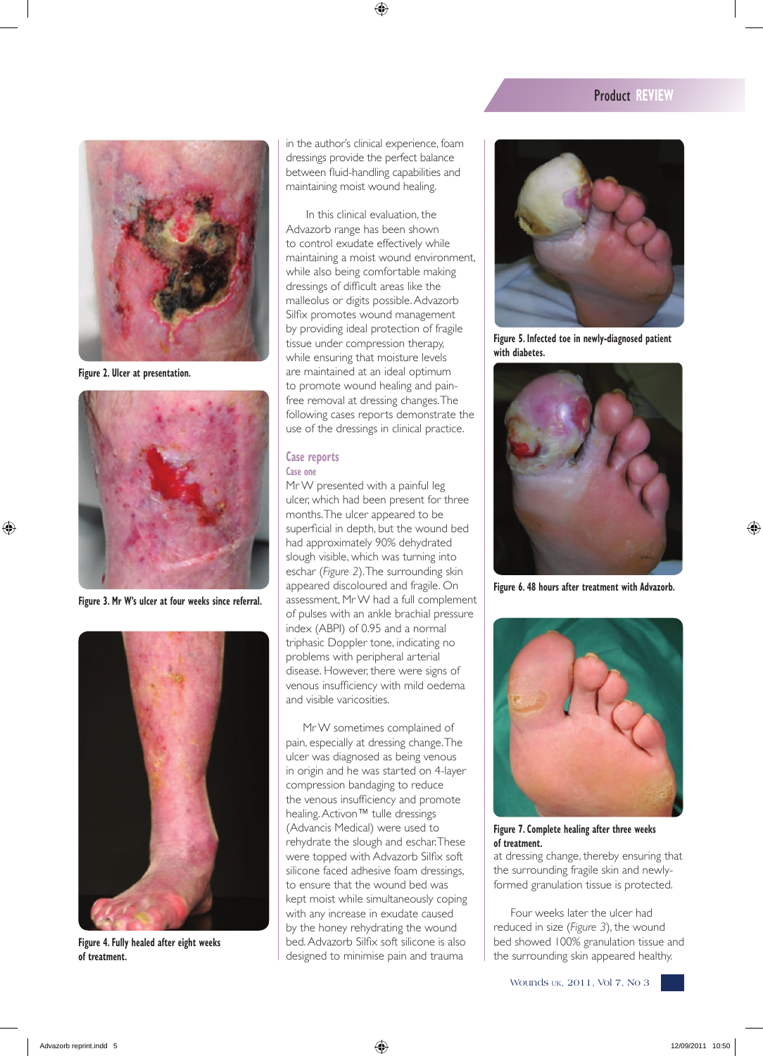Figure 2. Ulcer at presentation.

Figure 3. Mr W's ulcer at four weeks since referral.

Figure 4. Fully healed after eight weeks of treatment.

in the author's clinical experience, foam dressings provide the perfect balance between fluid-handling capabilities and maintaining moist wound healing.

In this clinical evaluation, the Advazorb range has been shown to control exudate effectively while maintaining a moist wound environment, while also being comfortable making dressings of difficult areas like the malleolus or digits possible. Advazorb Silfix promotes wound management by providing ideal protection of fragile tissue under compression therapy, while ensuring that moisture levels are maintained at an ideal optimum to promote wound healing and pain-free removal at dressing changes. The following cases reports demonstrate the use of the dressings in clinical practice.

## Case reports

### Case one

Mr W presented with a painful leg ulcer, which had been present for three months. The ulcer appeared to be superficial in depth, but the wound bed had approximately 90% dehydrated slough visible, which was turning into eschar (*Figure 2*). The surrounding skin appeared discoloured and fragile. On assessment, Mr W had a full complement of pulses with an ankle brachial pressure index (ABPI) of 0.95 and a normal triphasic Doppler tone, indicating no problems with peripheral arterial disease. However, there were signs of venous insufficiency with mild oedema and visible varicosities.

Mr W sometimes complained of pain, especially at dressing change. The ulcer was diagnosed as being venous in origin and he was started on 4-layer compression bandaging to reduce the venous insufficiency and promote healing. Activon™ tulle dressings (Advancis Medical) were used to rehydrate the slough and eschar. These were topped with Advazorb Silfix soft silicone faced adhesive foam dressings, to ensure that the wound bed was kept moist while simultaneously coping with any increase in exudate caused by the honey rehydrating the wound bed. Advazorb Silfix soft silicone is also designed to minimise pain and trauma at dressing change, thereby ensuring that the surrounding fragile skin and newly-formed granulation tissue is protected.

Four weeks later the ulcer had reduced in size (*Figure 3*), the wound bed showed 100% granulation tissue and the surrounding skin appeared healthy.

Figure 5. Infected toe in newly-diagnosed patient with diabetes.

Figure 6. 48 hours after treatment with Advazorb.

Figure 7. Complete healing after three weeks of treatment.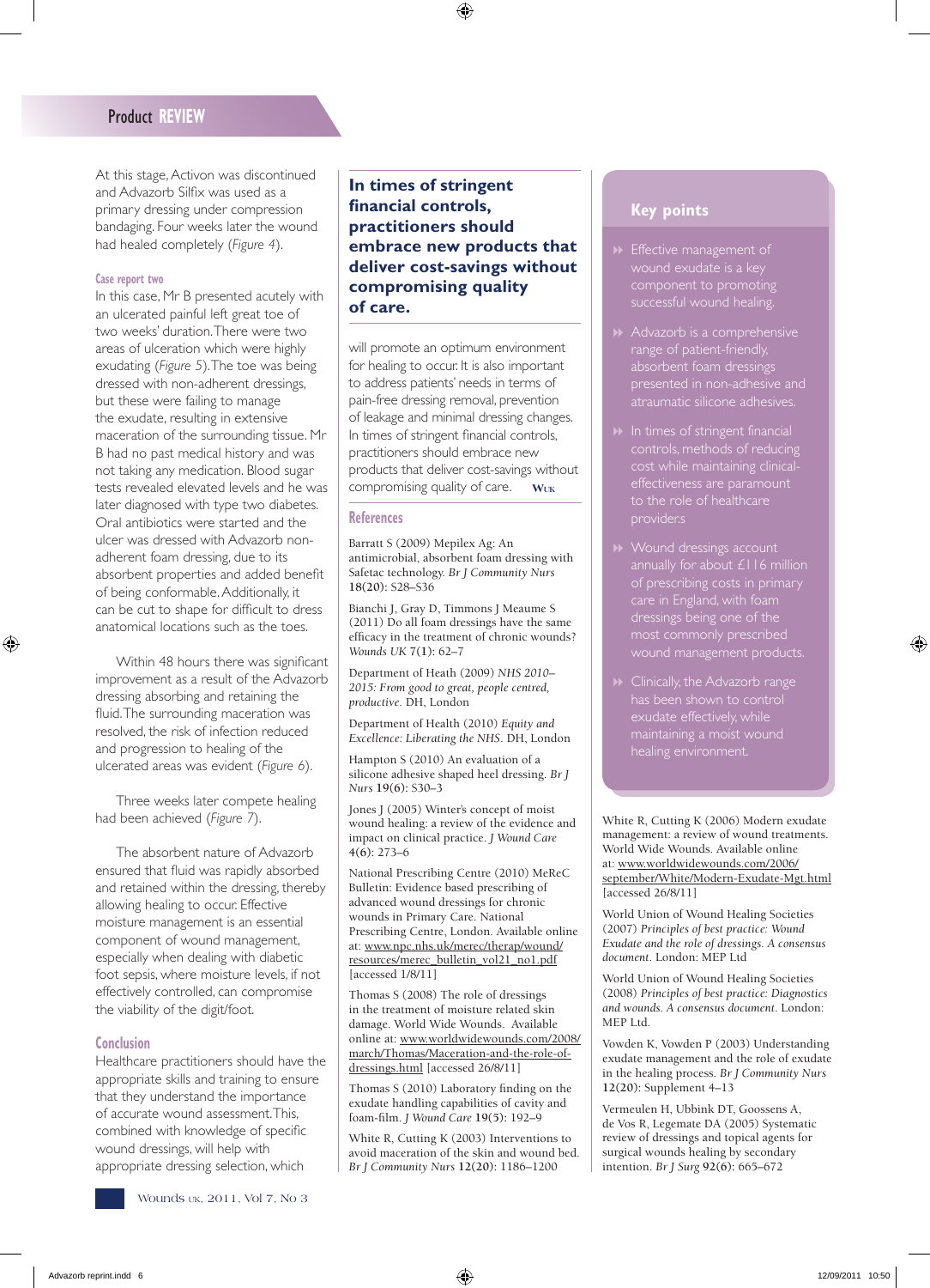At this stage, Activon was discontinued and Advazorb Silfix was used as a primary dressing under compression bandaging. Four weeks later the wound had healed completely (*Figure 4*).

### Case report two

In this case, Mr B presented acutely with an ulcerated painful left great toe of two weeks' duration. There were two areas of ulceration which were highly exudating (*Figure 5*). The toe was being dressed with non-adherent dressings, but these were failing to manage the exudate, resulting in extensive maceration of the surrounding tissue. Mr B had no past medical history and was not taking any medication. Blood sugar tests revealed elevated levels and he was later diagnosed with type two diabetes. Oral antibiotics were started and the ulcer was dressed with Advazorb non-adherent foam dressing, due to its absorbent properties and added benefit of being conformable. Additionally, it can be cut to shape for difficult to dress anatomical locations such as the toes.

Within 48 hours there was significant improvement as a result of the Advazorb dressing absorbing and retaining the fluid. The surrounding maceration was resolved, the risk of infection reduced and progression to healing of the ulcerated areas was evident (*Figure 6*).

Three weeks later compete healing had been achieved (*Figure 7*).

The absorbent nature of Advazorb ensured that fluid was rapidly absorbed and retained within the dressing, thereby allowing healing to occur. Effective moisture management is an essential component of wound management, especially when dealing with diabetic foot sepsis, where moisture levels, if not effectively controlled, can compromise the viability of the digit/foot.

## Conclusion

Healthcare practitioners should have the appropriate skills and training to ensure that they understand the importance of accurate wound assessment. This, combined with knowledge of specific wound dressings, will help with appropriate dressing selection, which will promote an optimum environment for healing to occur. It is also important to address patients' needs in terms of pain-free dressing removal, prevention of leakage and minimal dressing changes. In times of stringent financial controls, practitioners should embrace new products that deliver cost-savings without compromising quality of care. WUK

**In times of stringent financial controls, practitioners should embrace new products that deliver cost-savings without compromising quality of care.**

## Key points

- Effective management of wound exudate is a key component to promoting successful wound healing.
- Advazorb is a comprehensive range of patient-friendly, absorbent foam dressings presented in non-adhesive and atraumatic silicone adhesives.
- In times of stringent financial controls, methods of reducing cost while maintaining clinical-effectiveness are paramount to the role of healthcare providers.
- Wound dressings account annually for about £116 million of prescribing costs in primary care in England, with foam dressings being one of the most commonly prescribed wound management products.
- Clinically, the Advazorb range has been shown to control exudate effectively, while maintaining a moist wound healing environment.

## References

Barratt S (2009) Mepilex Ag: An antimicrobial, absorbent foam dressing with Safetac technology. *Br J Community Nurs* **18(20)**: S28–S36

Bianchi J, Gray D, Timmons J Meaume S (2011) Do all foam dressings have the same efficacy in the treatment of chronic wounds? *Wounds UK* **7(1)**: 62–7

Department of Heath (2009) *NHS 2010–2015: From good to great, people centred, productive*. DH, London

Department of Health (2010) *Equity and Excellence: Liberating the NHS*. DH, London

Hampton S (2010) An evaluation of a silicone adhesive shaped heel dressing. *Br J Nurs* **19(6)**: S30–3

Jones J (2005) Winter's concept of moist wound healing: a review of the evidence and impact on clinical practice. *J Wound Care* **4(6)**: 273–6

National Prescribing Centre (2010) MeReC Bulletin: Evidence based prescribing of advanced wound dressings for chronic wounds in Primary Care. National Prescribing Centre, London. Available online at: www.npc.nhs.uk/merec/therap/wound/resources/merec_bulletin_vol21_no1.pdf [accessed 1/8/11]

Thomas S (2008) The role of dressings in the treatment of moisture related skin damage. World Wide Wounds. Available online at: www.worldwidewounds.com/2008/march/Thomas/Maceration-and-the-role-of-dressings.html [accessed 26/8/11]

Thomas S (2010) Laboratory finding on the exudate handling capabilities of cavity and foam-film. *J Wound Care* **19(5)**: 192–9

White R, Cutting K (2003) Interventions to avoid maceration of the skin and wound bed. *Br J Community Nurs* **12(20)**: 1186–1200

White R, Cutting K (2006) Modern exudate management: a review of wound treatments. World Wide Wounds. Available online at: www.worldwidewounds.com/2006/september/White/Modern-Exudate-Mgt.html [accessed 26/8/11]

World Union of Wound Healing Societies (2007) *Principles of best practice: Wound Exudate and the role of dressings. A consensus document*. London: MEP Ltd

World Union of Wound Healing Societies (2008) *Principles of best practice: Diagnostics and wounds. A consensus document*. London: MEP Ltd.

Vowden K, Vowden P (2003) Understanding exudate management and the role of exudate in the healing process. *Br J Community Nurs* **12(20)**: Supplement 4–13

Vermeulen H, Ubbink DT, Goossens A, de Vos R, Legemate DA (2005) Systematic review of dressings and topical agents for surgical wounds healing by secondary intention. *Br J Surg* **92(6)**: 665–672